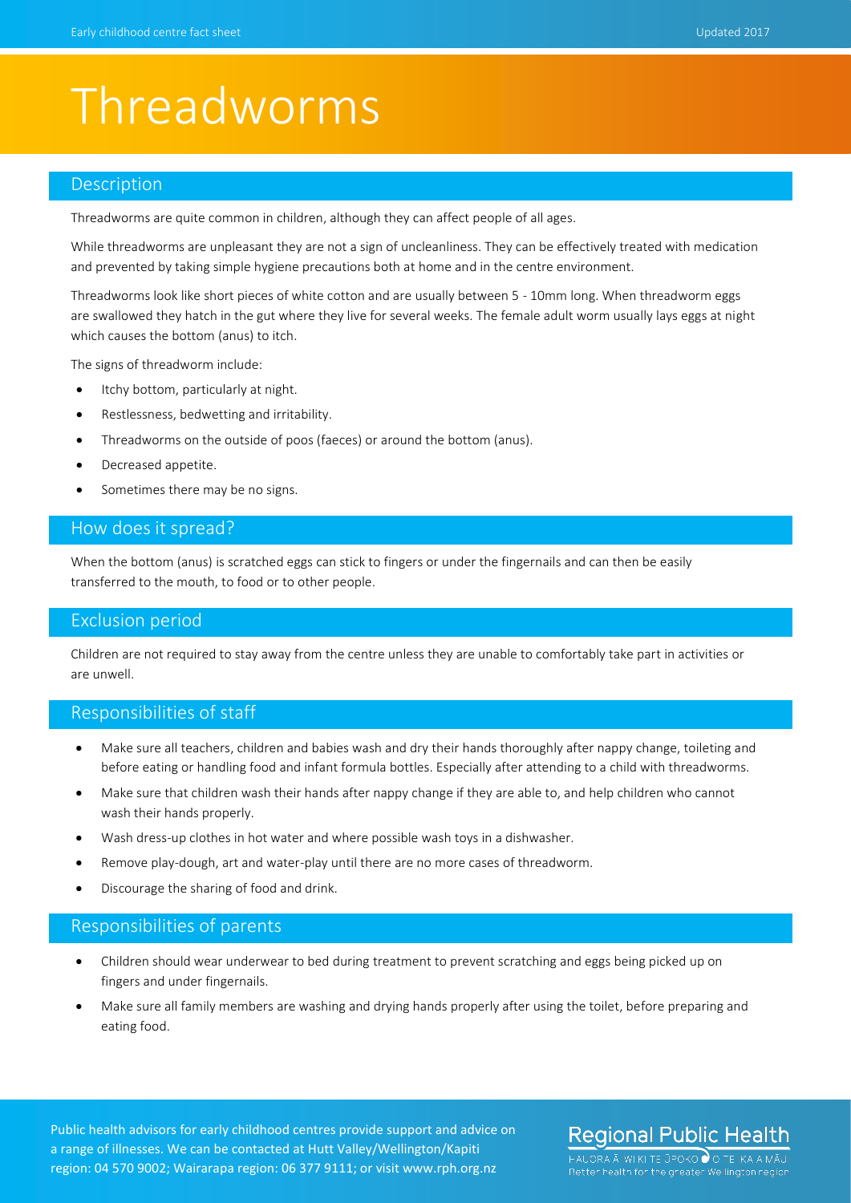# Threadworms

## Description

Threadworms are quite common in children, although they can affect people of all ages.

While threadworms are unpleasant they are not a sign of uncleanliness. They can be effectively treated with medication and prevented by taking simple hygiene precautions both at home and in the centre environment.

Threadworms look like short pieces of white cotton and are usually between 5 - 10mm long. When threadworm eggs are swallowed they hatch in the gut where they live for several weeks. The female adult worm usually lays eggs at night which causes the bottom (anus) to itch.

The signs of threadworm include:

- Itchy bottom, particularly at night.
- Restlessness, bedwetting and irritability.
- Threadworms on the outside of poos (faeces) or around the bottom (anus).
- Decreased appetite.
- Sometimes there may be no signs.

## How does it spread?

When the bottom (anus) is scratched eggs can stick to fingers or under the fingernails and can then be easily transferred to the mouth, to food or to other people.

## Exclusion period

Children are not required to stay away from the centre unless they are unable to comfortably take part in activities or are unwell.

## Responsibilities of staff

- Make sure all teachers, children and babies wash and dry their hands thoroughly after nappy change, toileting and before eating or handling food and infant formula bottles. Especially after attending to a child with threadworms.
- Make sure that children wash their hands after nappy change if they are able to, and help children who cannot wash their hands properly.
- Wash dress-up clothes in hot water and where possible wash toys in a dishwasher.
- Remove play-dough, art and water-play until there are no more cases of threadworm.
- Discourage the sharing of food and drink.

## Responsibilities of parents

- Children should wear underwear to bed during treatment to prevent scratching and eggs being picked up on fingers and under fingernails.
- Make sure all family members are washing and drying hands properly after using the toilet, before preparing and eating food.

Public health advisors for early childhood centres provide support and advice on a range of illnesses. We can be contacted at Hutt Valley/Wellington/Kapiti region: 04 570 9002; Wairarapa region: 06 377 9111; or visit www.rph.org.nz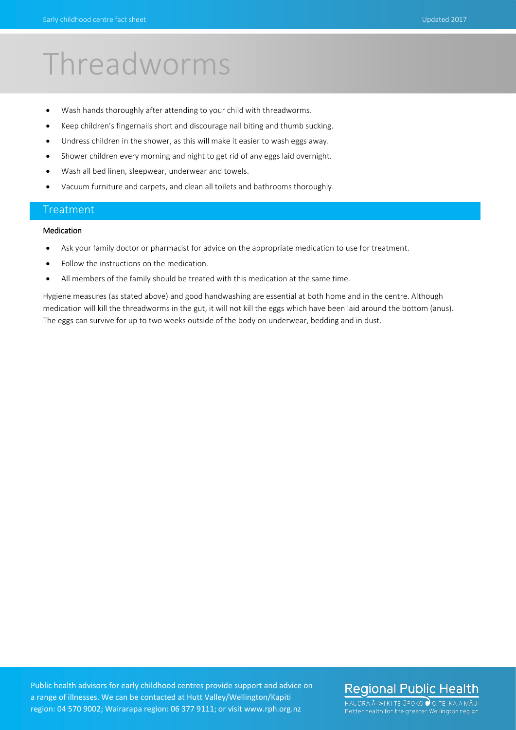# Threadworms

- Wash hands thoroughly after attending to your child with threadworms.
- Keep children's fingernails short and discourage nail biting and thumb sucking.
- Undress children in the shower, as this will make it easier to wash eggs away.
- Shower children every morning and night to get rid of any eggs laid overnight.
- Wash all bed linen, sleepwear, underwear and towels.
- Vacuum furniture and carpets, and clean all toilets and bathrooms thoroughly.

## Treatment

### Medication

- Ask your family doctor or pharmacist for advice on the appropriate medication to use for treatment.
- Follow the instructions on the medication.
- All members of the family should be treated with this medication at the same time.

Hygiene measures (as stated above) and good handwashing are essential at both home and in the centre. Although medication will kill the threadworms in the gut, it will not kill the eggs which have been laid around the bottom (anus). The eggs can survive for up to two weeks outside of the body on underwear, bedding and in dust.

Public health advisors for early childhood centres provide support and advice on a range of illnesses. We can be contacted at Hutt Valley/Wellington/Kapiti region: 04 570 9002; Wairarapa region: 06 377 9111; or visit www.rph.org.nz

Regional Public Health

HAUORA Ā IWI KI TE ŪPOKO O TE IKA A MĀUI

Better health for the greater Wellington region